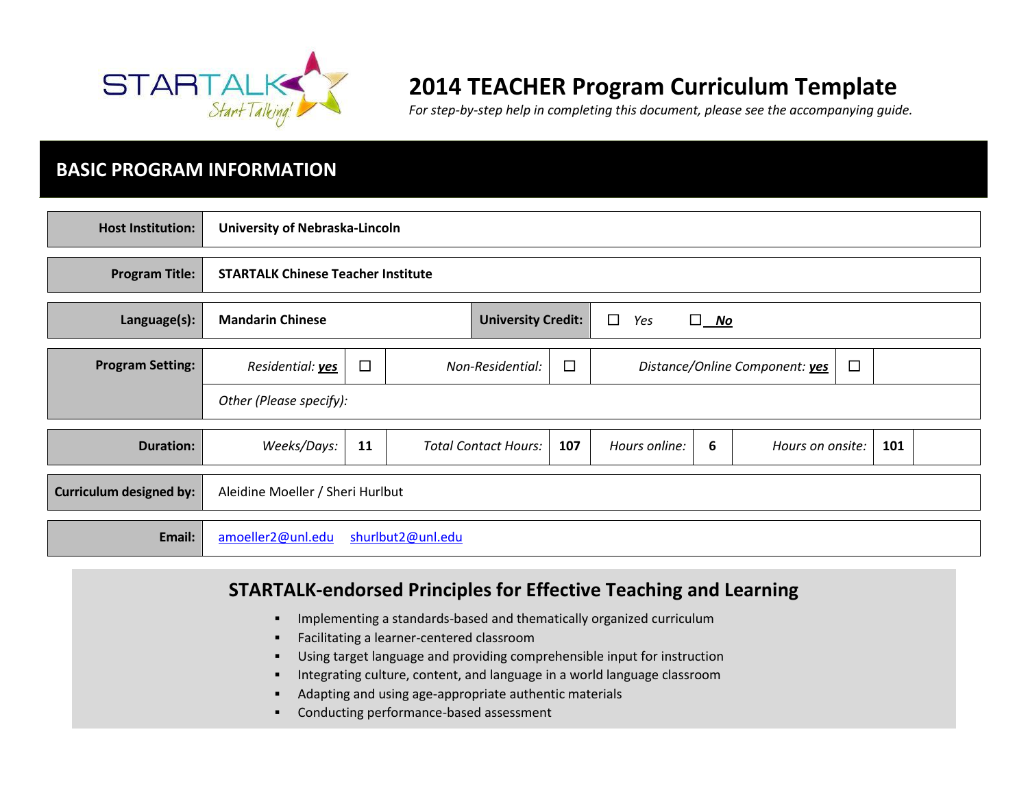# 2014 TEACHER Program Curriculum Template

*For step-by-step help in completing this document, please see the accompanying guide.*

## BASIC PROGRAM INFORMATION

| | | | | | | | | |
|---|---|---|---|---|---|---|---|---|
| **Host Institution:** | **University of Nebraska-Lincoln** | | | | | | | |
| **Program Title:** | **STARTALK Chinese Teacher Institute** | | | | | | | |
| **Language(s):** | **Mandarin Chinese** | | | **University Credit:** | ☐ *Yes* ☐ ***No*** | | | |
| **Program Setting:** | *Residential:* ***yes*** | ☐ | *Non-Residential:* | ☐ | *Distance/Online Component:* ***yes*** | ☐ | | |
| | *Other (Please specify):* | | | | | | | |
| **Duration:** | *Weeks/Days:* | **11** | *Total Contact Hours:* | **107** | *Hours online:* | **6** | *Hours on onsite:* | **101** |
| **Curriculum designed by:** | Aleidine Moeller / Sheri Hurlbut | | | | | | | |
| **Email:** | amoeller2@unl.edu shurlbut2@unl.edu | | | | | | | |

## STARTALK-endorsed Principles for Effective Teaching and Learning

- Implementing a standards-based and thematically organized curriculum
- Facilitating a learner-centered classroom
- Using target language and providing comprehensible input for instruction
- Integrating culture, content, and language in a world language classroom
- Adapting and using age-appropriate authentic materials
- Conducting performance-based assessment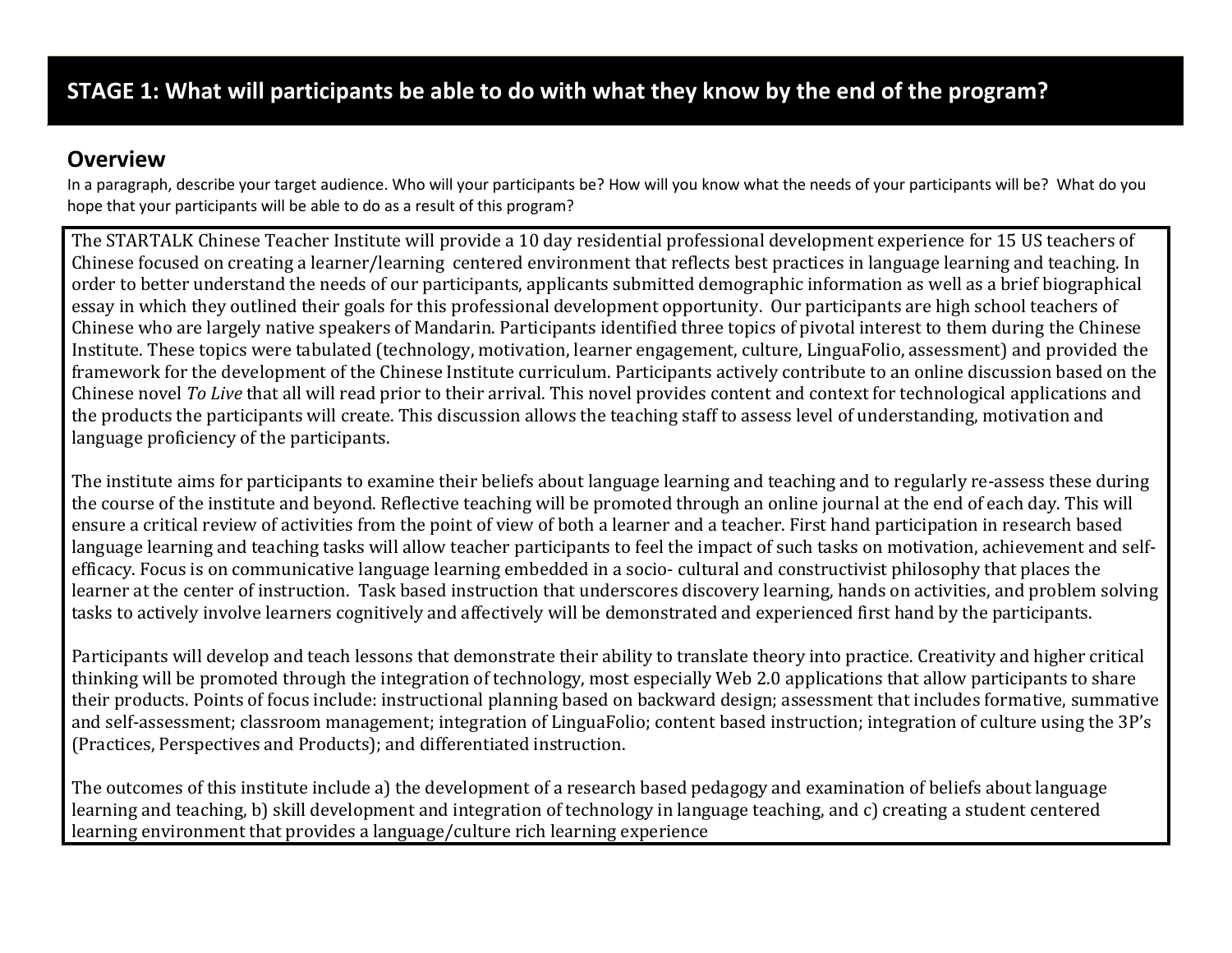## STAGE 1: What will participants be able to do with what they know by the end of the program?

### Overview

In a paragraph, describe your target audience. Who will your participants be? How will you know what the needs of your participants will be? What do you hope that your participants will be able to do as a result of this program?

The STARTALK Chinese Teacher Institute will provide a 10 day residential professional development experience for 15 US teachers of Chinese focused on creating a learner/learning centered environment that reflects best practices in language learning and teaching. In order to better understand the needs of our participants, applicants submitted demographic information as well as a brief biographical essay in which they outlined their goals for this professional development opportunity. Our participants are high school teachers of Chinese who are largely native speakers of Mandarin. Participants identified three topics of pivotal interest to them during the Chinese Institute. These topics were tabulated (technology, motivation, learner engagement, culture, LinguaFolio, assessment) and provided the framework for the development of the Chinese Institute curriculum. Participants actively contribute to an online discussion based on the Chinese novel *To Live* that all will read prior to their arrival. This novel provides content and context for technological applications and the products the participants will create. This discussion allows the teaching staff to assess level of understanding, motivation and language proficiency of the participants.

The institute aims for participants to examine their beliefs about language learning and teaching and to regularly re-assess these during the course of the institute and beyond. Reflective teaching will be promoted through an online journal at the end of each day. This will ensure a critical review of activities from the point of view of both a learner and a teacher. First hand participation in research based language learning and teaching tasks will allow teacher participants to feel the impact of such tasks on motivation, achievement and self-efficacy. Focus is on communicative language learning embedded in a socio- cultural and constructivist philosophy that places the learner at the center of instruction. Task based instruction that underscores discovery learning, hands on activities, and problem solving tasks to actively involve learners cognitively and affectively will be demonstrated and experienced first hand by the participants.

Participants will develop and teach lessons that demonstrate their ability to translate theory into practice. Creativity and higher critical thinking will be promoted through the integration of technology, most especially Web 2.0 applications that allow participants to share their products. Points of focus include: instructional planning based on backward design; assessment that includes formative, summative and self-assessment; classroom management; integration of LinguaFolio; content based instruction; integration of culture using the 3P's (Practices, Perspectives and Products); and differentiated instruction.

The outcomes of this institute include a) the development of a research based pedagogy and examination of beliefs about language learning and teaching, b) skill development and integration of technology in language teaching, and c) creating a student centered learning environment that provides a language/culture rich learning experience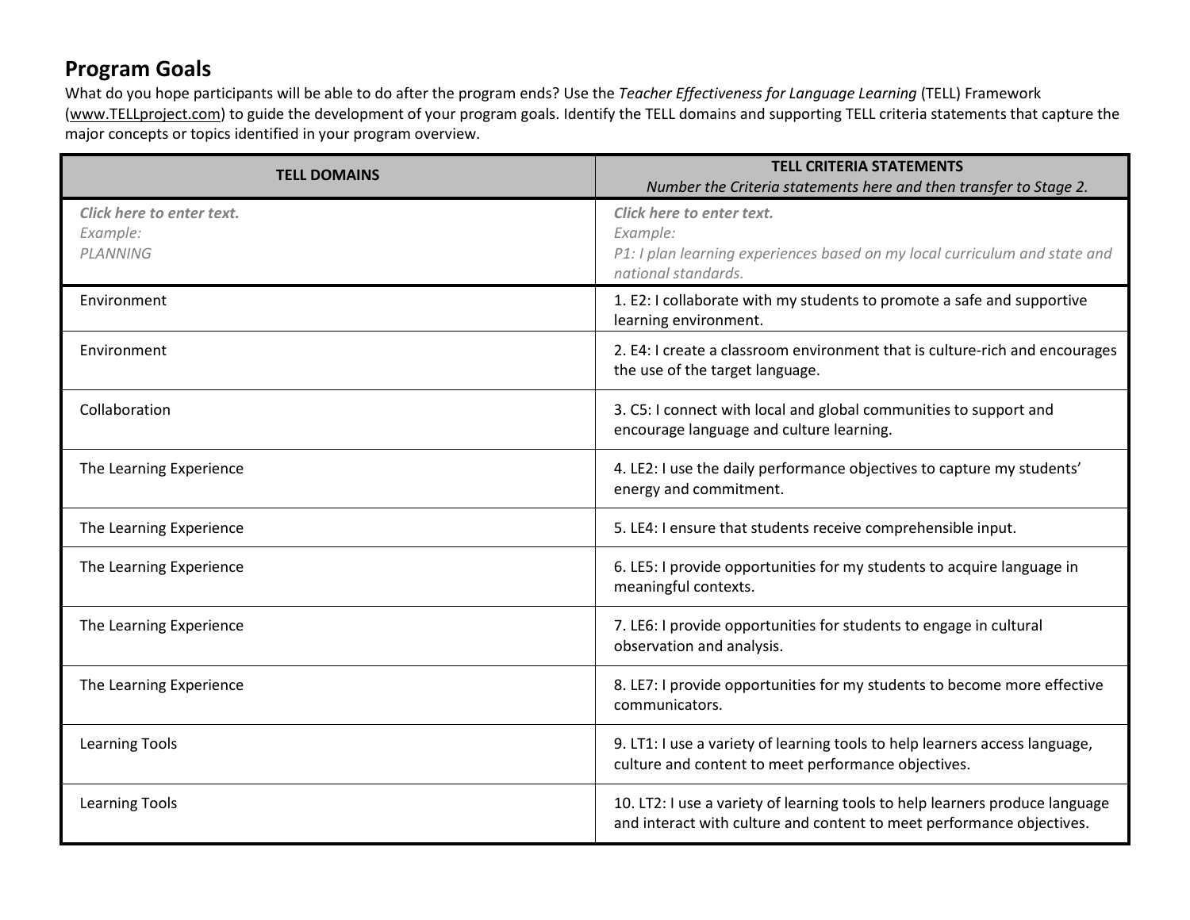## Program Goals

What do you hope participants will be able to do after the program ends? Use the *Teacher Effectiveness for Language Learning* (TELL) Framework (www.TELLproject.com) to guide the development of your program goals. Identify the TELL domains and supporting TELL criteria statements that capture the major concepts or topics identified in your program overview.

| TELL DOMAINS | TELL CRITERIA STATEMENTS<br>*Number the Criteria statements here and then transfer to Stage 2.* |
|---|---|
| ***Click here to enter text.***<br>*Example:*<br>*PLANNING* | ***Click here to enter text.***<br>*Example:*<br>*P1: I plan learning experiences based on my local curriculum and state and national standards.* |
| Environment | 1. E2: I collaborate with my students to promote a safe and supportive learning environment. |
| Environment | 2. E4: I create a classroom environment that is culture-rich and encourages the use of the target language. |
| Collaboration | 3. C5: I connect with local and global communities to support and encourage language and culture learning. |
| The Learning Experience | 4. LE2: I use the daily performance objectives to capture my students' energy and commitment. |
| The Learning Experience | 5. LE4: I ensure that students receive comprehensible input. |
| The Learning Experience | 6. LE5: I provide opportunities for my students to acquire language in meaningful contexts. |
| The Learning Experience | 7. LE6: I provide opportunities for students to engage in cultural observation and analysis. |
| The Learning Experience | 8. LE7: I provide opportunities for my students to become more effective communicators. |
| Learning Tools | 9. LT1: I use a variety of learning tools to help learners access language, culture and content to meet performance objectives. |
| Learning Tools | 10. LT2: I use a variety of learning tools to help learners produce language and interact with culture and content to meet performance objectives. |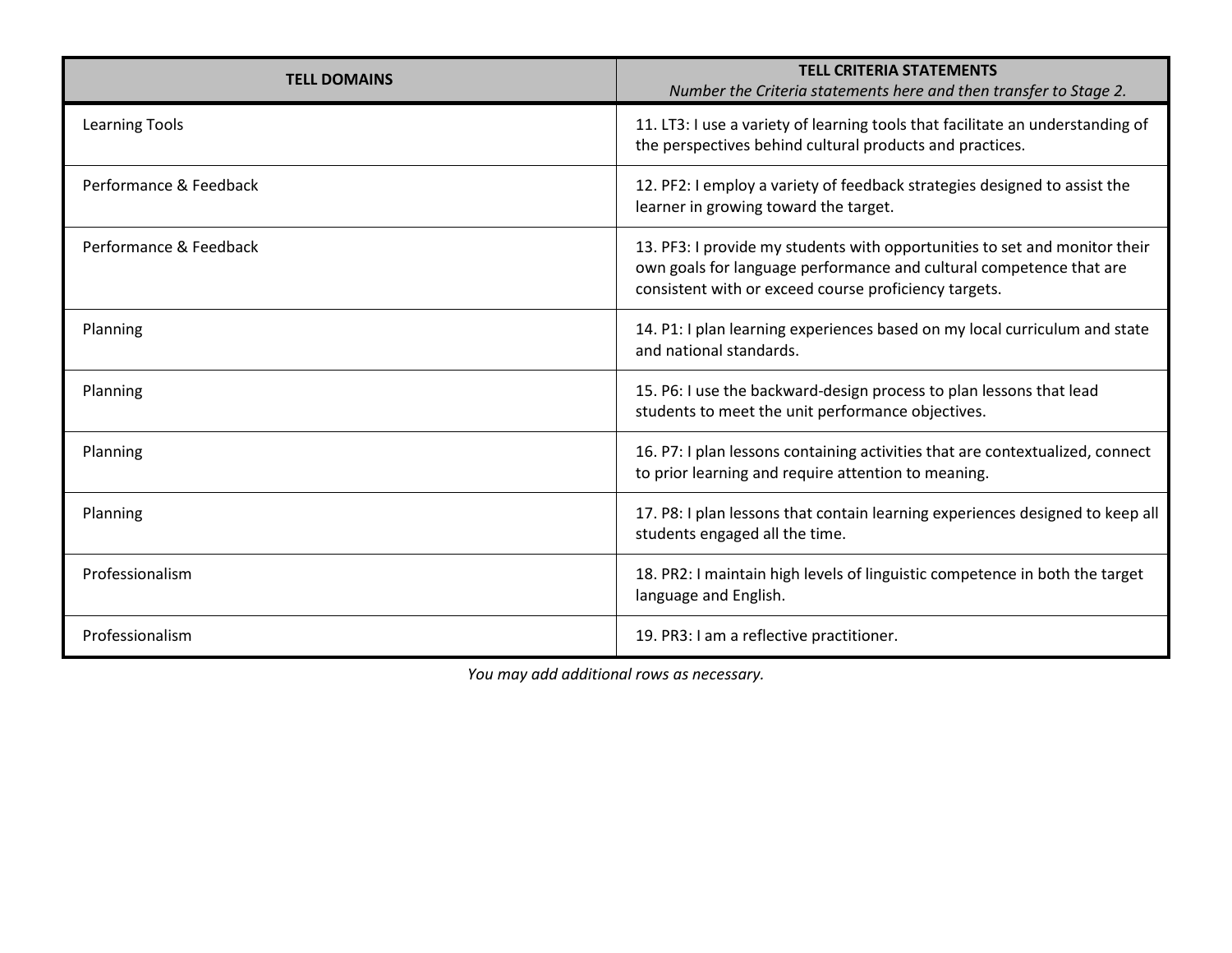| TELL DOMAINS | TELL CRITERIA STATEMENTS<br>*Number the Criteria statements here and then transfer to Stage 2.* |
|---|---|
| Learning Tools | 11. LT3: I use a variety of learning tools that facilitate an understanding of the perspectives behind cultural products and practices. |
| Performance & Feedback | 12. PF2: I employ a variety of feedback strategies designed to assist the learner in growing toward the target. |
| Performance & Feedback | 13. PF3: I provide my students with opportunities to set and monitor their own goals for language performance and cultural competence that are consistent with or exceed course proficiency targets. |
| Planning | 14. P1: I plan learning experiences based on my local curriculum and state and national standards. |
| Planning | 15. P6: I use the backward-design process to plan lessons that lead students to meet the unit performance objectives. |
| Planning | 16. P7: I plan lessons containing activities that are contextualized, connect to prior learning and require attention to meaning. |
| Planning | 17. P8: I plan lessons that contain learning experiences designed to keep all students engaged all the time. |
| Professionalism | 18. PR2: I maintain high levels of linguistic competence in both the target language and English. |
| Professionalism | 19. PR3: I am a reflective practitioner. |

*You may add additional rows as necessary.*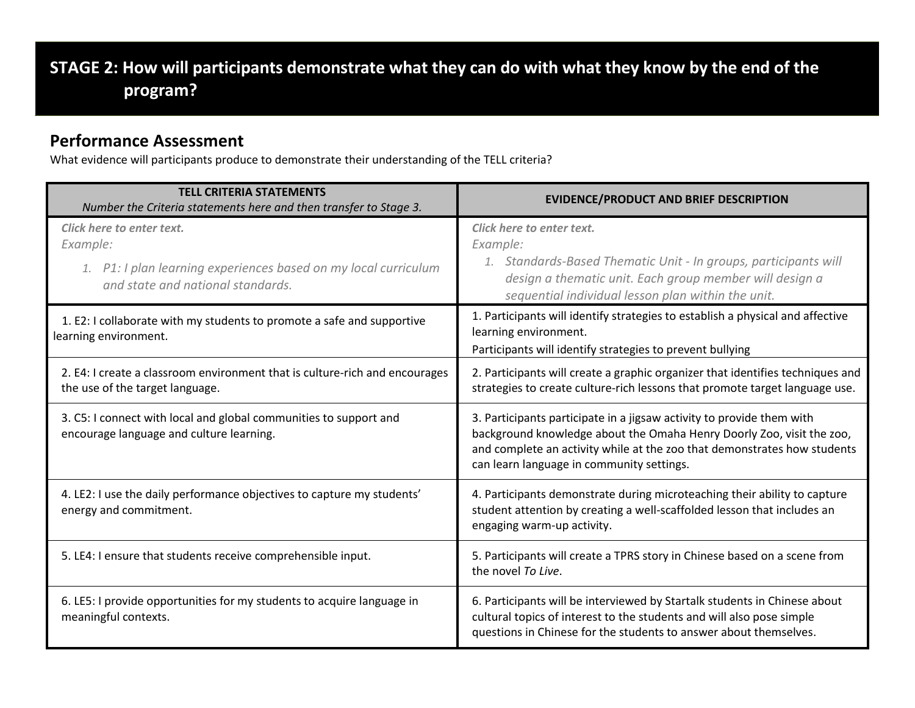# STAGE 2: How will participants demonstrate what they can do with what they know by the end of the program?

## Performance Assessment

What evidence will participants produce to demonstrate their understanding of the TELL criteria?

| **TELL CRITERIA STATEMENTS**<br>*Number the Criteria statements here and then transfer to Stage 3.* | **EVIDENCE/PRODUCT AND BRIEF DESCRIPTION** |
|---|---|
| ***Click here to enter text.***<br>*Example:*<br>*1. P1: I plan learning experiences based on my local curriculum and state and national standards.* | ***Click here to enter text.***<br>*Example:*<br>*1. Standards-Based Thematic Unit - In groups, participants will design a thematic unit. Each group member will design a sequential individual lesson plan within the unit.* |
| 1. E2: I collaborate with my students to promote a safe and supportive learning environment. | 1. Participants will identify strategies to establish a physical and affective learning environment.<br>Participants will identify strategies to prevent bullying |
| 2. E4: I create a classroom environment that is culture-rich and encourages the use of the target language. | 2. Participants will create a graphic organizer that identifies techniques and strategies to create culture-rich lessons that promote target language use. |
| 3. C5: I connect with local and global communities to support and encourage language and culture learning. | 3. Participants participate in a jigsaw activity to provide them with background knowledge about the Omaha Henry Doorly Zoo, visit the zoo, and complete an activity while at the zoo that demonstrates how students can learn language in community settings. |
| 4. LE2: I use the daily performance objectives to capture my students' energy and commitment. | 4. Participants demonstrate during microteaching their ability to capture student attention by creating a well-scaffolded lesson that includes an engaging warm-up activity. |
| 5. LE4: I ensure that students receive comprehensible input. | 5. Participants will create a TPRS story in Chinese based on a scene from the novel *To Live*. |
| 6. LE5: I provide opportunities for my students to acquire language in meaningful contexts. | 6. Participants will be interviewed by Startalk students in Chinese about cultural topics of interest to the students and will also pose simple questions in Chinese for the students to answer about themselves. |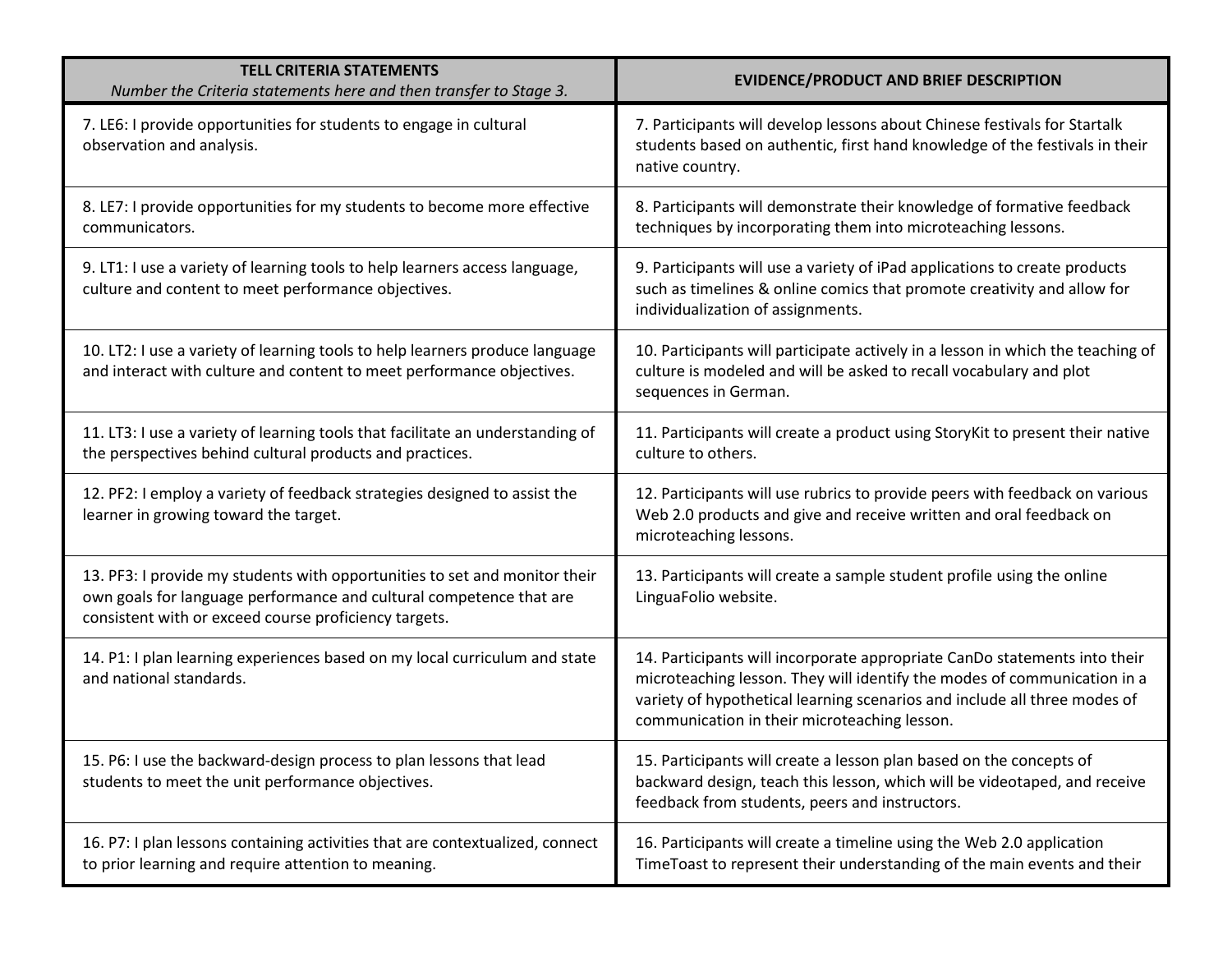| **TELL CRITERIA STATEMENTS** *Number the Criteria statements here and then transfer to Stage 3.* | **EVIDENCE/PRODUCT AND BRIEF DESCRIPTION** |
|---|---|
| 7. LE6: I provide opportunities for students to engage in cultural observation and analysis. | 7. Participants will develop lessons about Chinese festivals for Startalk students based on authentic, first hand knowledge of the festivals in their native country. |
| 8. LE7: I provide opportunities for my students to become more effective communicators. | 8. Participants will demonstrate their knowledge of formative feedback techniques by incorporating them into microteaching lessons. |
| 9. LT1: I use a variety of learning tools to help learners access language, culture and content to meet performance objectives. | 9. Participants will use a variety of iPad applications to create products such as timelines & online comics that promote creativity and allow for individualization of assignments. |
| 10. LT2: I use a variety of learning tools to help learners produce language and interact with culture and content to meet performance objectives. | 10. Participants will participate actively in a lesson in which the teaching of culture is modeled and will be asked to recall vocabulary and plot sequences in German. |
| 11. LT3: I use a variety of learning tools that facilitate an understanding of the perspectives behind cultural products and practices. | 11. Participants will create a product using StoryKit to present their native culture to others. |
| 12. PF2: I employ a variety of feedback strategies designed to assist the learner in growing toward the target. | 12. Participants will use rubrics to provide peers with feedback on various Web 2.0 products and give and receive written and oral feedback on microteaching lessons. |
| 13. PF3: I provide my students with opportunities to set and monitor their own goals for language performance and cultural competence that are consistent with or exceed course proficiency targets. | 13. Participants will create a sample student profile using the online LinguaFolio website. |
| 14. P1: I plan learning experiences based on my local curriculum and state and national standards. | 14. Participants will incorporate appropriate CanDo statements into their microteaching lesson. They will identify the modes of communication in a variety of hypothetical learning scenarios and include all three modes of communication in their microteaching lesson. |
| 15. P6: I use the backward-design process to plan lessons that lead students to meet the unit performance objectives. | 15. Participants will create a lesson plan based on the concepts of backward design, teach this lesson, which will be videotaped, and receive feedback from students, peers and instructors. |
| 16. P7: I plan lessons containing activities that are contextualized, connect to prior learning and require attention to meaning. | 16. Participants will create a timeline using the Web 2.0 application TimeToast to represent their understanding of the main events and their |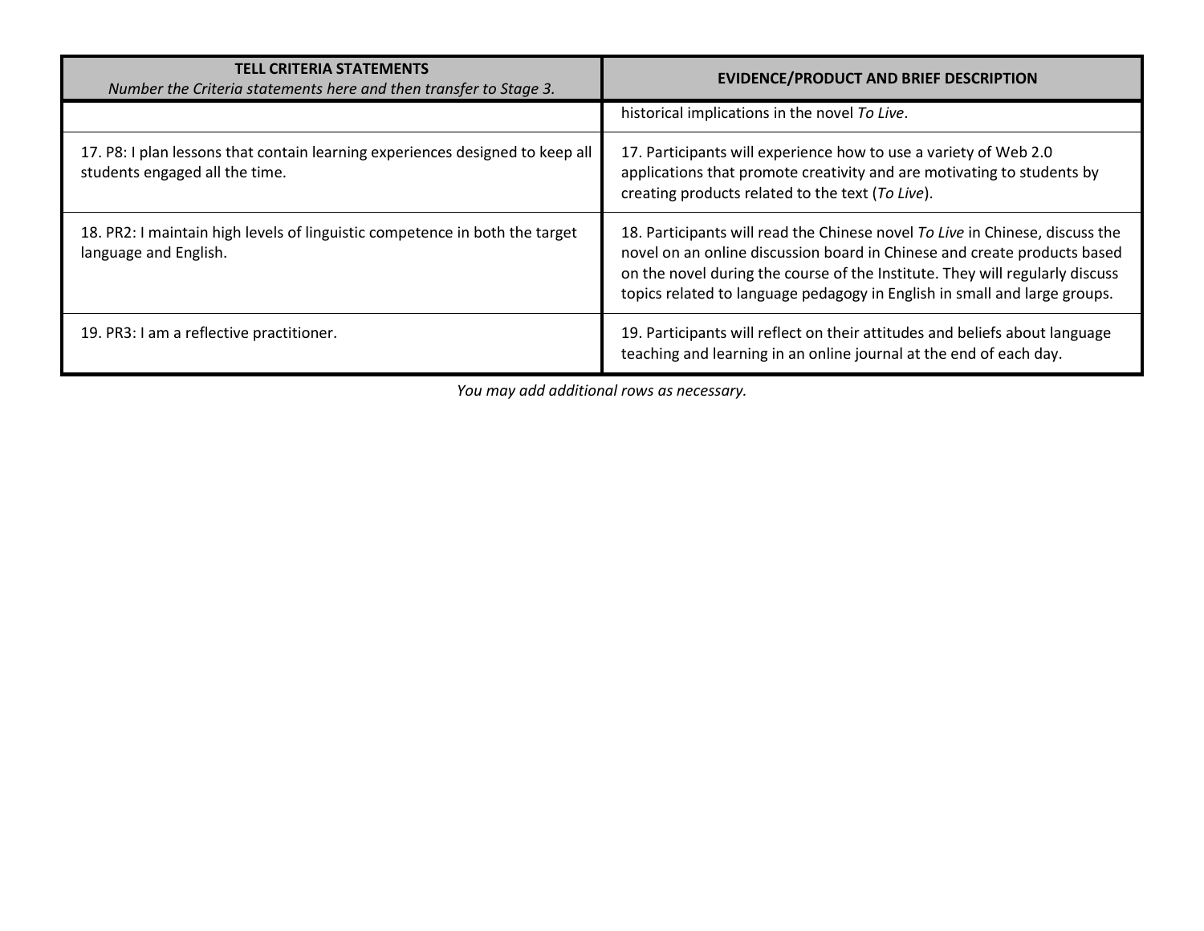| TELL CRITERIA STATEMENTS *Number the Criteria statements here and then transfer to Stage 3.* | EVIDENCE/PRODUCT AND BRIEF DESCRIPTION |
| --- | --- |
| | historical implications in the novel *To Live*. |
| 17. P8: I plan lessons that contain learning experiences designed to keep all students engaged all the time. | 17. Participants will experience how to use a variety of Web 2.0 applications that promote creativity and are motivating to students by creating products related to the text (*To Live*). |
| 18. PR2: I maintain high levels of linguistic competence in both the target language and English. | 18. Participants will read the Chinese novel *To Live* in Chinese, discuss the novel on an online discussion board in Chinese and create products based on the novel during the course of the Institute. They will regularly discuss topics related to language pedagogy in English in small and large groups. |
| 19. PR3: I am a reflective practitioner. | 19. Participants will reflect on their attitudes and beliefs about language teaching and learning in an online journal at the end of each day. |

*You may add additional rows as necessary.*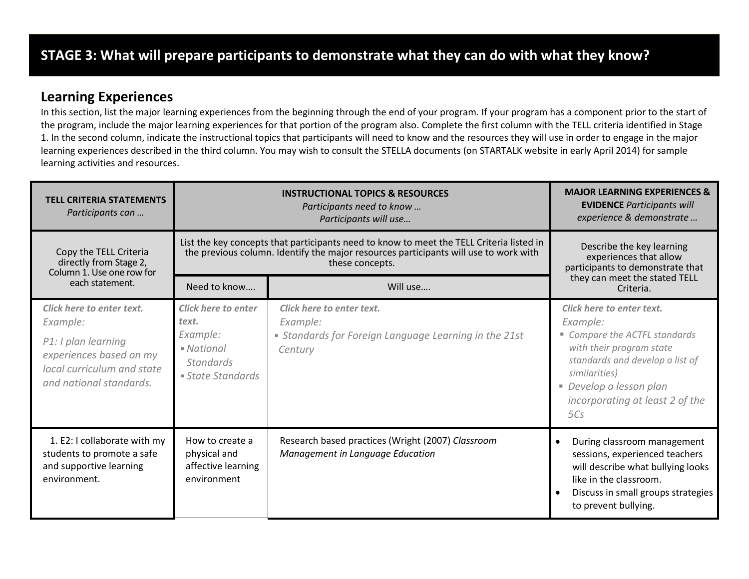## STAGE 3: What will prepare participants to demonstrate what they can do with what they know?

### Learning Experiences

In this section, list the major learning experiences from the beginning through the end of your program. If your program has a component prior to the start of the program, include the major learning experiences for that portion of the program also. Complete the first column with the TELL criteria identified in Stage 1. In the second column, indicate the instructional topics that participants will need to know and the resources they will use in order to engage in the major learning experiences described in the third column. You may wish to consult the STELLA documents (on STARTALK website in early April 2014) for sample learning activities and resources.

| **TELL CRITERIA STATEMENTS** *Participants can …* | **INSTRUCTIONAL TOPICS & RESOURCES** *Participants need to know … Participants will use…* | | **MAJOR LEARNING EXPERIENCES & EVIDENCE** *Participants will experience & demonstrate …* |
|---|---|---|---|
| Copy the TELL Criteria directly from Stage 2, Column 1. Use one row for each statement. | List the key concepts that participants need to know to meet the TELL Criteria listed in the previous column. Identify the major resources participants will use to work with these concepts. | | Describe the key learning experiences that allow participants to demonstrate that they can meet the stated TELL Criteria. |
| | Need to know…. | Will use…. | |
| ***Click here to enter text.*** *Example:* *P1: I plan learning experiences based on my local curriculum and state and national standards.* | ***Click here to enter text.*** *Example:* <br>▪ *National Standards* <br>▪ *State Standards* | ***Click here to enter text.*** *Example:* <br>▪ *Standards for Foreign Language Learning in the 21st Century* | ***Click here to enter text.*** *Example:* <br>▪ *Compare the ACTFL standards with their program state standards and develop a list of similarities)* <br>▪ *Develop a lesson plan incorporating at least 2 of the 5Cs* |
| 1. E2: I collaborate with my students to promote a safe and supportive learning environment. | How to create a physical and affective learning environment | Research based practices (Wright (2007) *Classroom Management in Language Education* | • During classroom management sessions, experienced teachers will describe what bullying looks like in the classroom. <br>• Discuss in small groups strategies to prevent bullying. |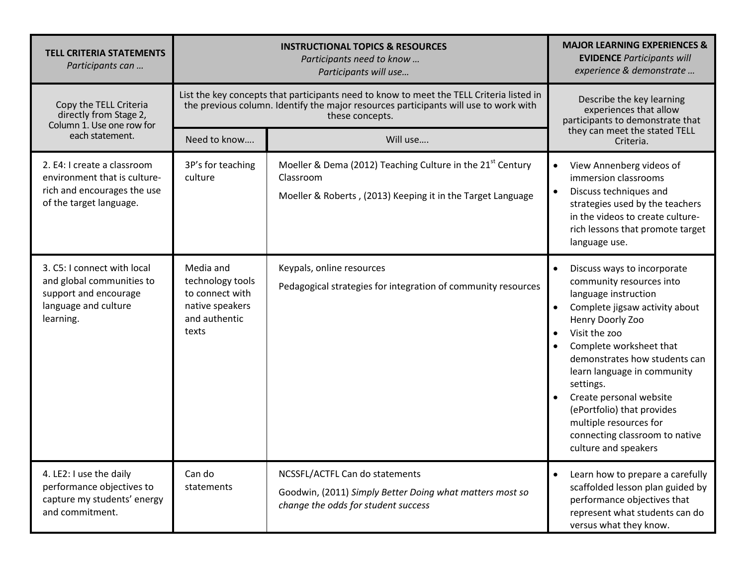| TELL CRITERIA STATEMENTS *Participants can …* | INSTRUCTIONAL TOPICS & RESOURCES *Participants need to know … Participants will use…* | | MAJOR LEARNING EXPERIENCES & EVIDENCE *Participants will experience & demonstrate …* |
|---|---|---|---|
| Copy the TELL Criteria directly from Stage 2, Column 1. Use one row for each statement. | List the key concepts that participants need to know to meet the TELL Criteria listed in the previous column. Identify the major resources participants will use to work with these concepts. | | Describe the key learning experiences that allow participants to demonstrate that they can meet the stated TELL Criteria. |
| | Need to know…. | Will use…. | |
| 2. E4: I create a classroom environment that is culture-rich and encourages the use of the target language. | 3P's for teaching culture | Moeller & Dema (2012) Teaching Culture in the 21st Century Classroom<br><br>Moeller & Roberts , (2013) Keeping it in the Target Language | • View Annenberg videos of immersion classrooms<br>• Discuss techniques and strategies used by the teachers in the videos to create culture-rich lessons that promote target language use. |
| 3. C5: I connect with local and global communities to support and encourage language and culture learning. | Media and technology tools to connect with native speakers and authentic texts | Keypals, online resources<br><br>Pedagogical strategies for integration of community resources | • Discuss ways to incorporate community resources into language instruction<br>• Complete jigsaw activity about Henry Doorly Zoo<br>• Visit the zoo<br>• Complete worksheet that demonstrates how students can learn language in community settings.<br>• Create personal website (ePortfolio) that provides multiple resources for connecting classroom to native culture and speakers |
| 4. LE2: I use the daily performance objectives to capture my students' energy and commitment. | Can do statements | NCSSFL/ACTFL Can do statements<br><br>Goodwin, (2011) *Simply Better Doing what matters most so change the odds for student success* | • Learn how to prepare a carefully scaffolded lesson plan guided by performance objectives that represent what students can do versus what they know. |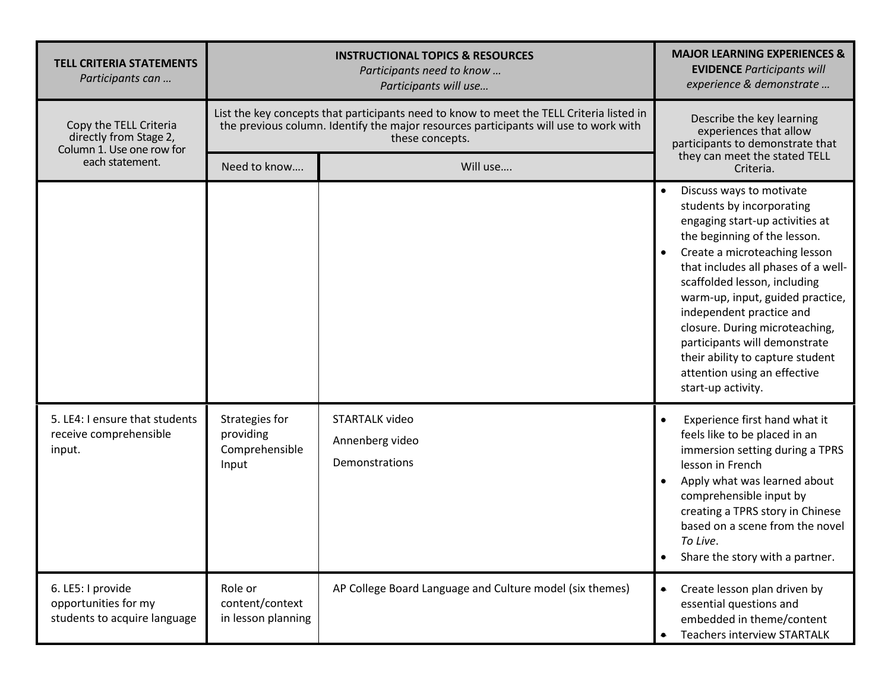| **TELL CRITERIA STATEMENTS** *Participants can …* | **INSTRUCTIONAL TOPICS & RESOURCES** *Participants need to know … Participants will use…* | | **MAJOR LEARNING EXPERIENCES & EVIDENCE** *Participants will experience & demonstrate …* |
|---|---|---|---|
| Copy the TELL Criteria directly from Stage 2, Column 1. Use one row for each statement. | List the key concepts that participants need to know to meet the TELL Criteria listed in the previous column. Identify the major resources participants will use to work with these concepts. | | Describe the key learning experiences that allow participants to demonstrate that they can meet the stated TELL Criteria. |
| | Need to know…. | Will use…. | |
| | | | • Discuss ways to motivate students by incorporating engaging start-up activities at the beginning of the lesson.<br>• Create a microteaching lesson that includes all phases of a well-scaffolded lesson, including warm-up, input, guided practice, independent practice and closure. During microteaching, participants will demonstrate their ability to capture student attention using an effective start-up activity. |
| 5. LE4: I ensure that students receive comprehensible input. | Strategies for providing Comprehensible Input | STARTALK video<br>Annenberg video<br>Demonstrations | • Experience first hand what it feels like to be placed in an immersion setting during a TPRS lesson in French<br>• Apply what was learned about comprehensible input by creating a TPRS story in Chinese based on a scene from the novel *To Live*.<br>• Share the story with a partner. |
| 6. LE5: I provide opportunities for my students to acquire language | Role or content/context in lesson planning | AP College Board Language and Culture model (six themes) | • Create lesson plan driven by essential questions and embedded in theme/content<br>• Teachers interview STARTALK |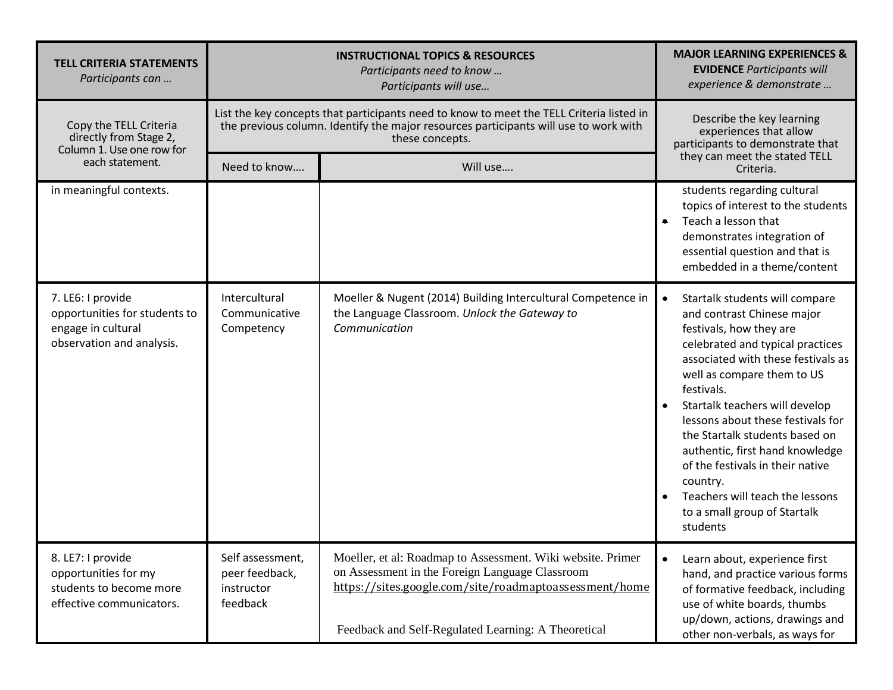| TELL CRITERIA STATEMENTS *Participants can …* | INSTRUCTIONAL TOPICS & RESOURCES *Participants need to know … Participants will use…* | | MAJOR LEARNING EXPERIENCES & EVIDENCE *Participants will experience & demonstrate …* |
|---|---|---|---|
| Copy the TELL Criteria directly from Stage 2, Column 1. Use one row for each statement. | List the key concepts that participants need to know to meet the TELL Criteria listed in the previous column. Identify the major resources participants will use to work with these concepts. | | Describe the key learning experiences that allow participants to demonstrate that they can meet the stated TELL Criteria. |
| | Need to know…. | Will use…. | |
| in meaningful contexts. | | | students regarding cultural topics of interest to the students<br>• Teach a lesson that demonstrates integration of essential question and that is embedded in a theme/content |
| 7. LE6: I provide opportunities for students to engage in cultural observation and analysis. | Intercultural Communicative Competency | Moeller & Nugent (2014) Building Intercultural Competence in the Language Classroom. *Unlock the Gateway to Communication* | • Startalk students will compare and contrast Chinese major festivals, how they are celebrated and typical practices associated with these festivals as well as compare them to US festivals.<br>• Startalk teachers will develop lessons about these festivals for the Startalk students based on authentic, first hand knowledge of the festivals in their native country.<br>• Teachers will teach the lessons to a small group of Startalk students |
| 8. LE7: I provide opportunities for my students to become more effective communicators. | Self assessment, peer feedback, instructor feedback | Moeller, et al: Roadmap to Assessment. Wiki website. Primer on Assessment in the Foreign Language Classroom https://sites.google.com/site/roadmaptoassessment/home<br><br>Feedback and Self-Regulated Learning: A Theoretical | • Learn about, experience first hand, and practice various forms of formative feedback, including use of white boards, thumbs up/down, actions, drawings and other non-verbals, as ways for |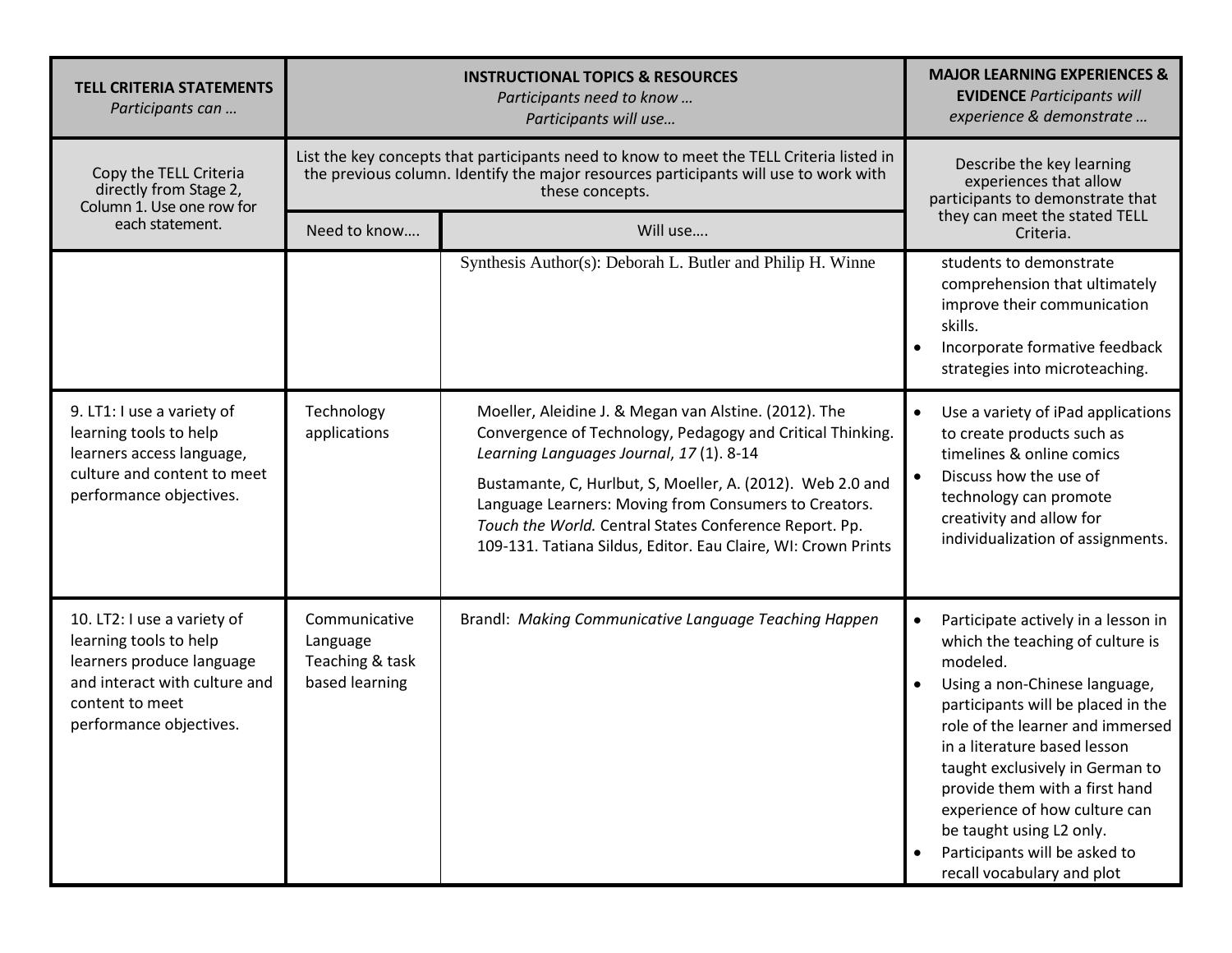| TELL CRITERIA STATEMENTS *Participants can …* | INSTRUCTIONAL TOPICS & RESOURCES *Participants need to know … Participants will use…* | | MAJOR LEARNING EXPERIENCES & EVIDENCE *Participants will experience & demonstrate …* |
|---|---|---|---|
| Copy the TELL Criteria directly from Stage 2, Column 1. Use one row for each statement. | List the key concepts that participants need to know to meet the TELL Criteria listed in the previous column. Identify the major resources participants will use to work with these concepts. | | Describe the key learning experiences that allow participants to demonstrate that they can meet the stated TELL Criteria. |
| | Need to know…. | Will use…. | |
| | | Synthesis Author(s): Deborah L. Butler and Philip H. Winne | students to demonstrate comprehension that ultimately improve their communication skills.<br>• Incorporate formative feedback strategies into microteaching. |
| 9. LT1: I use a variety of learning tools to help learners access language, culture and content to meet performance objectives. | Technology applications | Moeller, Aleidine J. & Megan van Alstine. (2012). The Convergence of Technology, Pedagogy and Critical Thinking. *Learning Languages Journal*, *17* (1). 8-14<br><br>Bustamante, C, Hurlbut, S, Moeller, A. (2012). Web 2.0 and Language Learners: Moving from Consumers to Creators. *Touch the World.* Central States Conference Report. Pp. 109-131. Tatiana Sildus, Editor. Eau Claire, WI: Crown Prints | • Use a variety of iPad applications to create products such as timelines & online comics<br>• Discuss how the use of technology can promote creativity and allow for individualization of assignments. |
| 10. LT2: I use a variety of learning tools to help learners produce language and interact with culture and content to meet performance objectives. | Communicative Language Teaching & task based learning | Brandl: *Making Communicative Language Teaching Happen* | • Participate actively in a lesson in which the teaching of culture is modeled.<br>• Using a non-Chinese language, participants will be placed in the role of the learner and immersed in a literature based lesson taught exclusively in German to provide them with a first hand experience of how culture can be taught using L2 only.<br>• Participants will be asked to recall vocabulary and plot |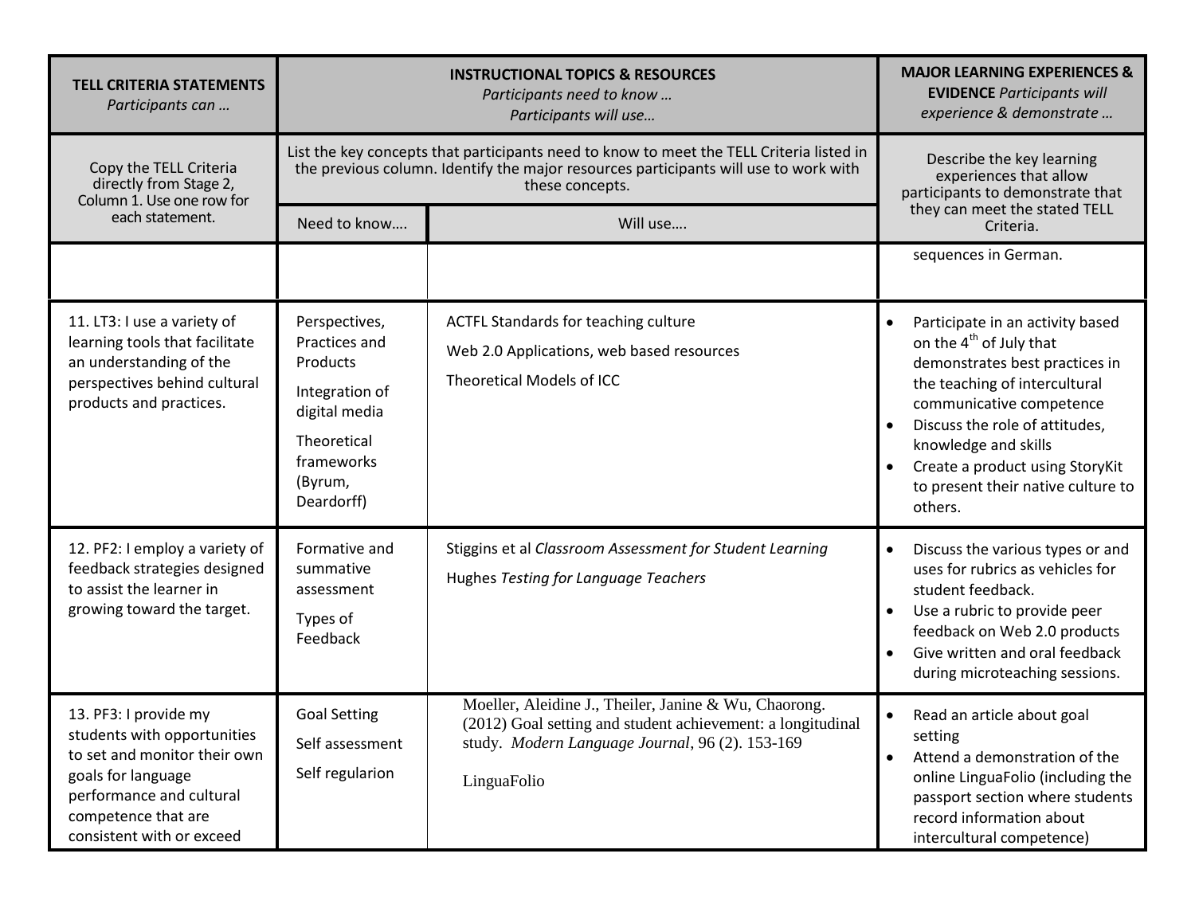| TELL CRITERIA STATEMENTS *Participants can …* | INSTRUCTIONAL TOPICS & RESOURCES *Participants need to know … Participants will use…* | | MAJOR LEARNING EXPERIENCES & EVIDENCE *Participants will experience & demonstrate …* |
|---|---|---|---|
| Copy the TELL Criteria directly from Stage 2, Column 1. Use one row for each statement. | List the key concepts that participants need to know to meet the TELL Criteria listed in the previous column. Identify the major resources participants will use to work with these concepts. | | Describe the key learning experiences that allow participants to demonstrate that they can meet the stated TELL Criteria. |
| | Need to know…. | Will use…. | |
| | | | sequences in German. |
| 11. LT3: I use a variety of learning tools that facilitate an understanding of the perspectives behind cultural products and practices. | Perspectives, Practices and Products<br><br>Integration of digital media<br><br>Theoretical frameworks (Byrum, Deardorff) | ACTFL Standards for teaching culture<br><br>Web 2.0 Applications, web based resources<br><br>Theoretical Models of ICC | • Participate in an activity based on the 4th of July that demonstrates best practices in the teaching of intercultural communicative competence<br>• Discuss the role of attitudes, knowledge and skills<br>• Create a product using StoryKit to present their native culture to others. |
| 12. PF2: I employ a variety of feedback strategies designed to assist the learner in growing toward the target. | Formative and summative assessment<br><br>Types of Feedback | Stiggins et al *Classroom Assessment for Student Learning*<br><br>Hughes *Testing for Language Teachers* | • Discuss the various types or and uses for rubrics as vehicles for student feedback.<br>• Use a rubric to provide peer feedback on Web 2.0 products<br>• Give written and oral feedback during microteaching sessions. |
| 13. PF3: I provide my students with opportunities to set and monitor their own goals for language performance and cultural competence that are consistent with or exceed | Goal Setting<br><br>Self assessment<br><br>Self regularion | Moeller, Aleidine J., Theiler, Janine & Wu, Chaorong. (2012) Goal setting and student achievement: a longitudinal study. *Modern Language Journal*, 96 (2). 153-169<br><br>LinguaFolio | • Read an article about goal setting<br>• Attend a demonstration of the online LinguaFolio (including the passport section where students record information about intercultural competence) |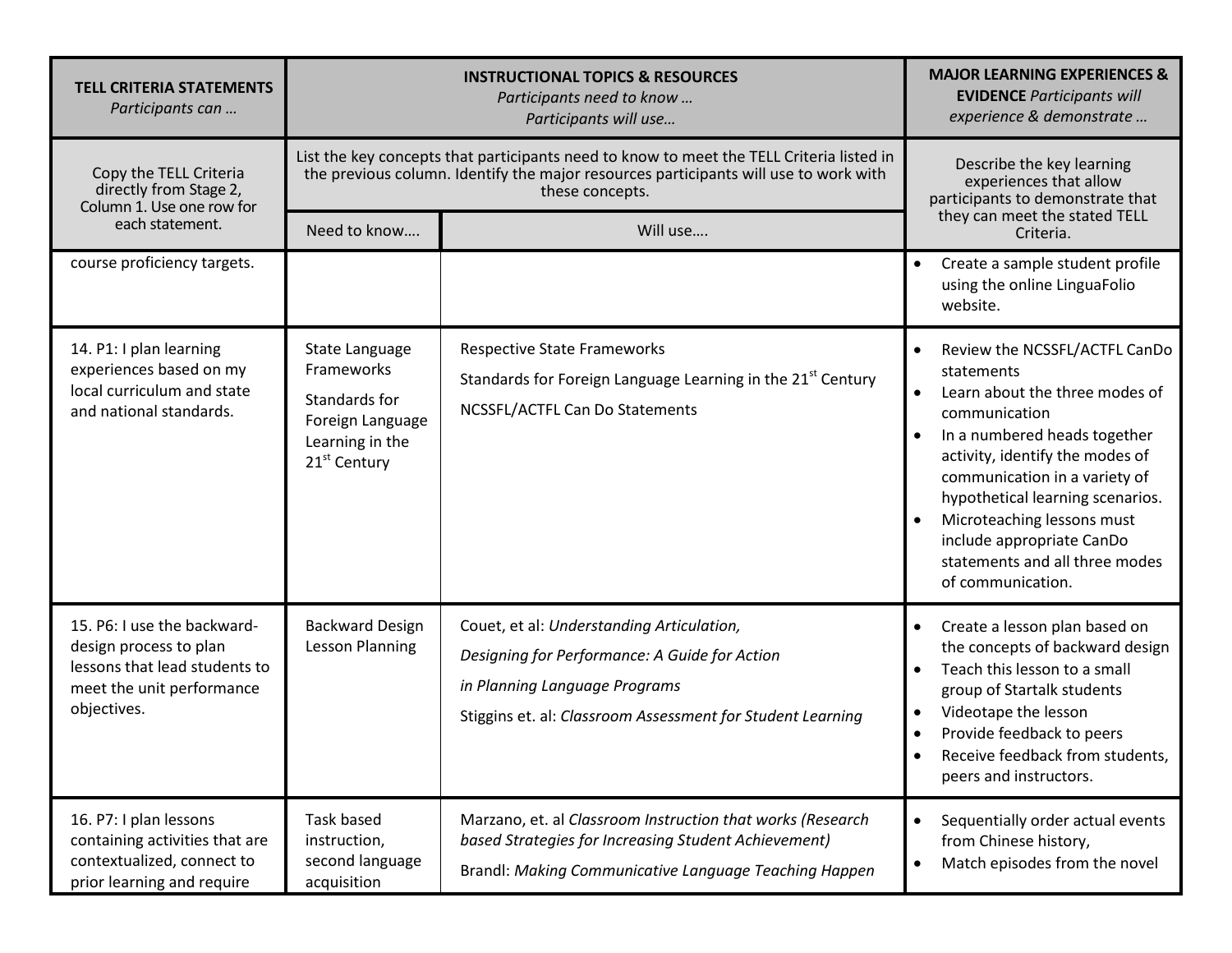| TELL CRITERIA STATEMENTS *Participants can …* | INSTRUCTIONAL TOPICS & RESOURCES *Participants need to know … Participants will use…* | | MAJOR LEARNING EXPERIENCES & EVIDENCE *Participants will experience & demonstrate …* |
|---|---|---|---|
| Copy the TELL Criteria directly from Stage 2, Column 1. Use one row for each statement. | List the key concepts that participants need to know to meet the TELL Criteria listed in the previous column. Identify the major resources participants will use to work with these concepts. | | Describe the key learning experiences that allow participants to demonstrate that they can meet the stated TELL Criteria. |
| | Need to know…. | Will use…. | |
| course proficiency targets. | | | • Create a sample student profile using the online LinguaFolio website. |
| 14. P1: I plan learning experiences based on my local curriculum and state and national standards. | State Language Frameworks<br><br>Standards for Foreign Language Learning in the 21st Century | Respective State Frameworks<br><br>Standards for Foreign Language Learning in the 21st Century<br><br>NCSSFL/ACTFL Can Do Statements | • Review the NCSSFL/ACTFL CanDo statements<br>• Learn about the three modes of communication<br>• In a numbered heads together activity, identify the modes of communication in a variety of hypothetical learning scenarios.<br>• Microteaching lessons must include appropriate CanDo statements and all three modes of communication. |
| 15. P6: I use the backward-design process to plan lessons that lead students to meet the unit performance objectives. | Backward Design Lesson Planning | Couet, et al: *Understanding Articulation,*<br><br>*Designing for Performance: A Guide for Action*<br><br>*in Planning Language Programs*<br><br>Stiggins et. al: *Classroom Assessment for Student Learning* | • Create a lesson plan based on the concepts of backward design<br>• Teach this lesson to a small group of Startalk students<br>• Videotape the lesson<br>• Provide feedback to peers<br>• Receive feedback from students, peers and instructors. |
| 16. P7: I plan lessons containing activities that are contextualized, connect to prior learning and require | Task based instruction, second language acquisition | Marzano, et. al *Classroom Instruction that works (Research based Strategies for Increasing Student Achievement)*<br><br>Brandl: *Making Communicative Language Teaching Happen* | • Sequentially order actual events from Chinese history,<br>• Match episodes from the novel |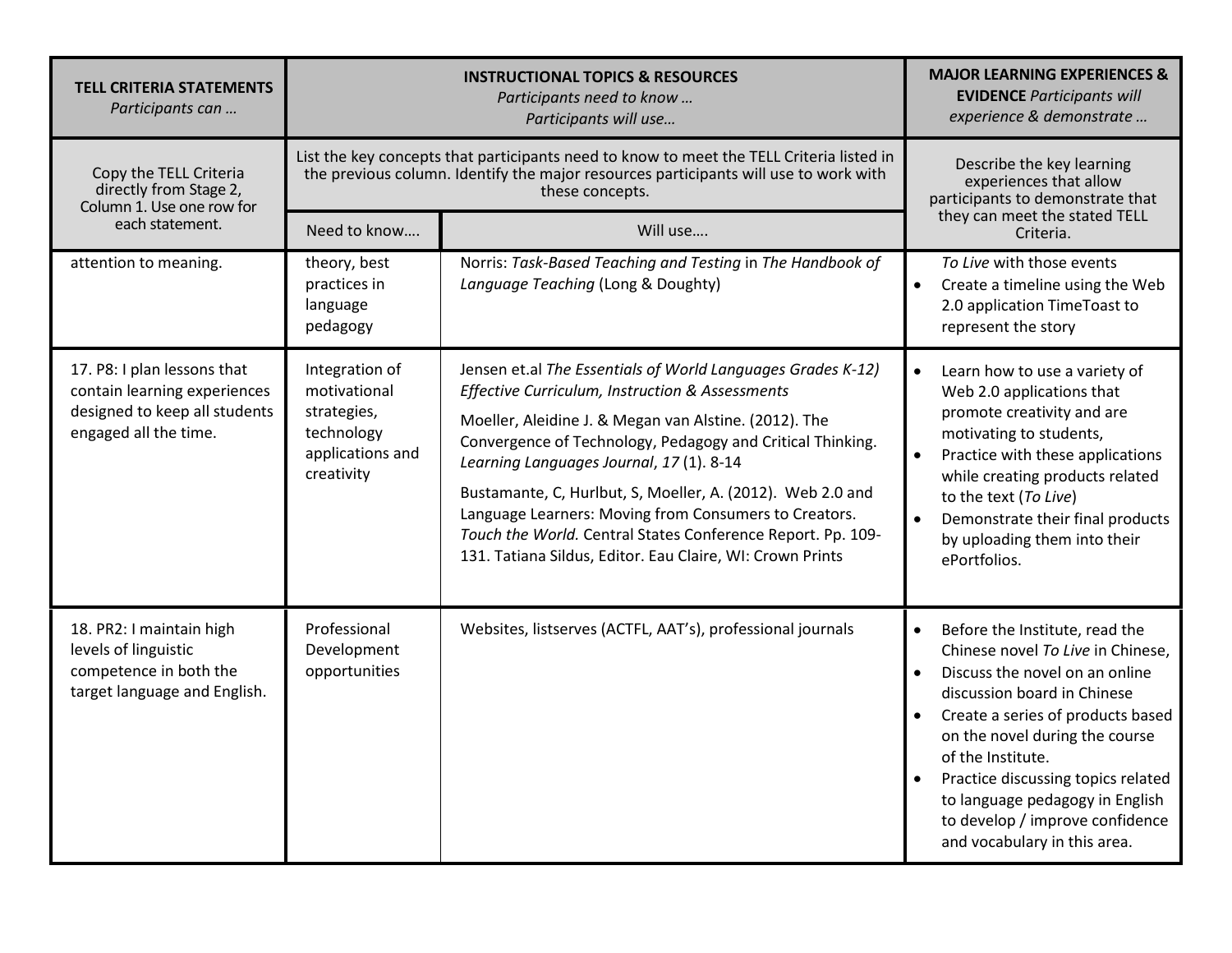| TELL CRITERIA STATEMENTS *Participants can …* | INSTRUCTIONAL TOPICS & RESOURCES *Participants need to know … Participants will use…* | | MAJOR LEARNING EXPERIENCES & EVIDENCE *Participants will experience & demonstrate …* |
|---|---|---|---|
| Copy the TELL Criteria directly from Stage 2, Column 1. Use one row for each statement. | List the key concepts that participants need to know to meet the TELL Criteria listed in the previous column. Identify the major resources participants will use to work with these concepts. | | Describe the key learning experiences that allow participants to demonstrate that they can meet the stated TELL Criteria. |
| | Need to know…. | Will use…. | |
| attention to meaning. | theory, best practices in language pedagogy | Norris: *Task-Based Teaching and Testing* in *The Handbook of Language Teaching* (Long & Doughty) | *To Live* with those events<br>• Create a timeline using the Web 2.0 application TimeToast to represent the story |
| 17. P8: I plan lessons that contain learning experiences designed to keep all students engaged all the time. | Integration of motivational strategies, technology applications and creativity | Jensen et.al *The Essentials of World Languages Grades K-12) Effective Curriculum, Instruction & Assessments*<br><br>Moeller, Aleidine J. & Megan van Alstine. (2012). The Convergence of Technology, Pedagogy and Critical Thinking. *Learning Languages Journal*, *17* (1). 8-14<br><br>Bustamante, C, Hurlbut, S, Moeller, A. (2012). Web 2.0 and Language Learners: Moving from Consumers to Creators. *Touch the World.* Central States Conference Report. Pp. 109-131. Tatiana Sildus, Editor. Eau Claire, WI: Crown Prints | • Learn how to use a variety of Web 2.0 applications that promote creativity and are motivating to students,<br>• Practice with these applications while creating products related to the text (*To Live*)<br>• Demonstrate their final products by uploading them into their ePortfolios. |
| 18. PR2: I maintain high levels of linguistic competence in both the target language and English. | Professional Development opportunities | Websites, listserves (ACTFL, AAT's), professional journals | • Before the Institute, read the Chinese novel *To Live* in Chinese,<br>• Discuss the novel on an online discussion board in Chinese<br>• Create a series of products based on the novel during the course of the Institute.<br>• Practice discussing topics related to language pedagogy in English to develop / improve confidence and vocabulary in this area. |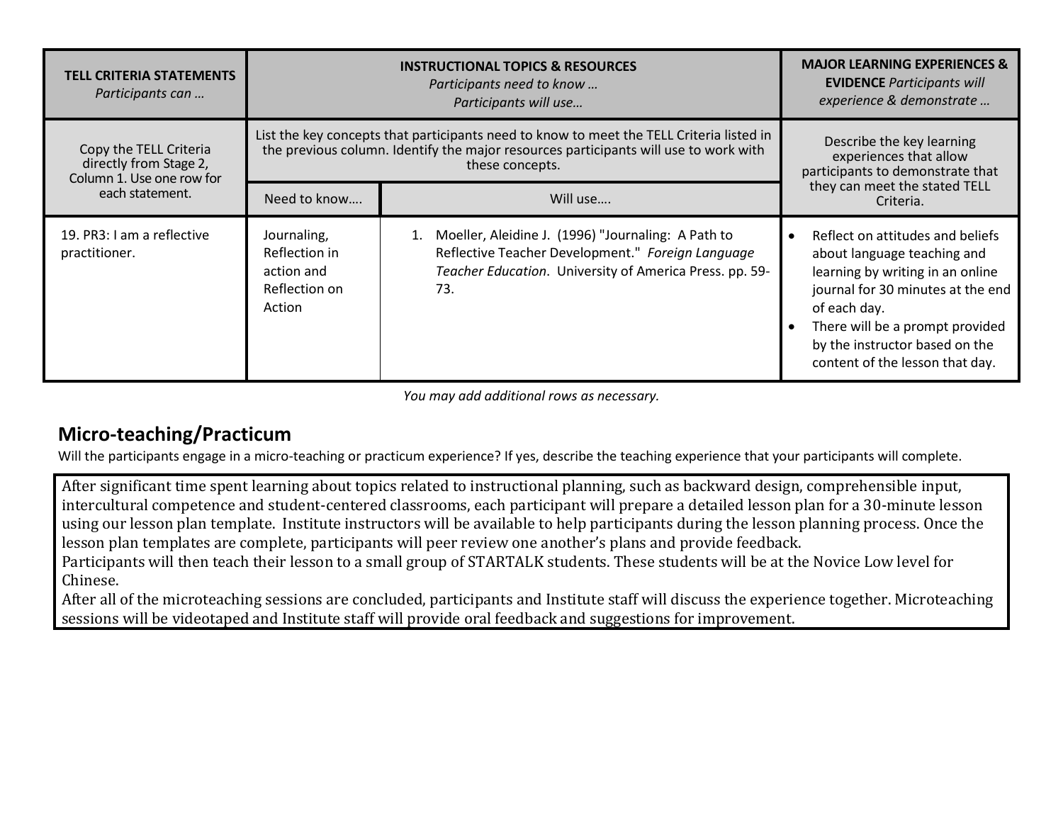| **TELL CRITERIA STATEMENTS** *Participants can …* | **INSTRUCTIONAL TOPICS & RESOURCES** *Participants need to know … Participants will use…* | | **MAJOR LEARNING EXPERIENCES & EVIDENCE** *Participants will experience & demonstrate …* |
|---|---|---|---|
| Copy the TELL Criteria directly from Stage 2, Column 1. Use one row for each statement. | List the key concepts that participants need to know to meet the TELL Criteria listed in the previous column. Identify the major resources participants will use to work with these concepts. | | Describe the key learning experiences that allow participants to demonstrate that they can meet the stated TELL Criteria. |
| | Need to know…. | Will use…. | |
| 19. PR3: I am a reflective practitioner. | Journaling, Reflection in action and Reflection on Action | 1. Moeller, Aleidine J. (1996) "Journaling: A Path to Reflective Teacher Development." *Foreign Language Teacher Education*. University of America Press. pp. 59-73. | • Reflect on attitudes and beliefs about language teaching and learning by writing in an online journal for 30 minutes at the end of each day.<br>• There will be a prompt provided by the instructor based on the content of the lesson that day. |

*You may add additional rows as necessary.*

## Micro-teaching/Practicum

Will the participants engage in a micro-teaching or practicum experience? If yes, describe the teaching experience that your participants will complete.

After significant time spent learning about topics related to instructional planning, such as backward design, comprehensible input, intercultural competence and student-centered classrooms, each participant will prepare a detailed lesson plan for a 30-minute lesson using our lesson plan template. Institute instructors will be available to help participants during the lesson planning process. Once the lesson plan templates are complete, participants will peer review one another's plans and provide feedback.

Participants will then teach their lesson to a small group of STARTALK students. These students will be at the Novice Low level for Chinese.

After all of the microteaching sessions are concluded, participants and Institute staff will discuss the experience together. Microteaching sessions will be videotaped and Institute staff will provide oral feedback and suggestions for improvement.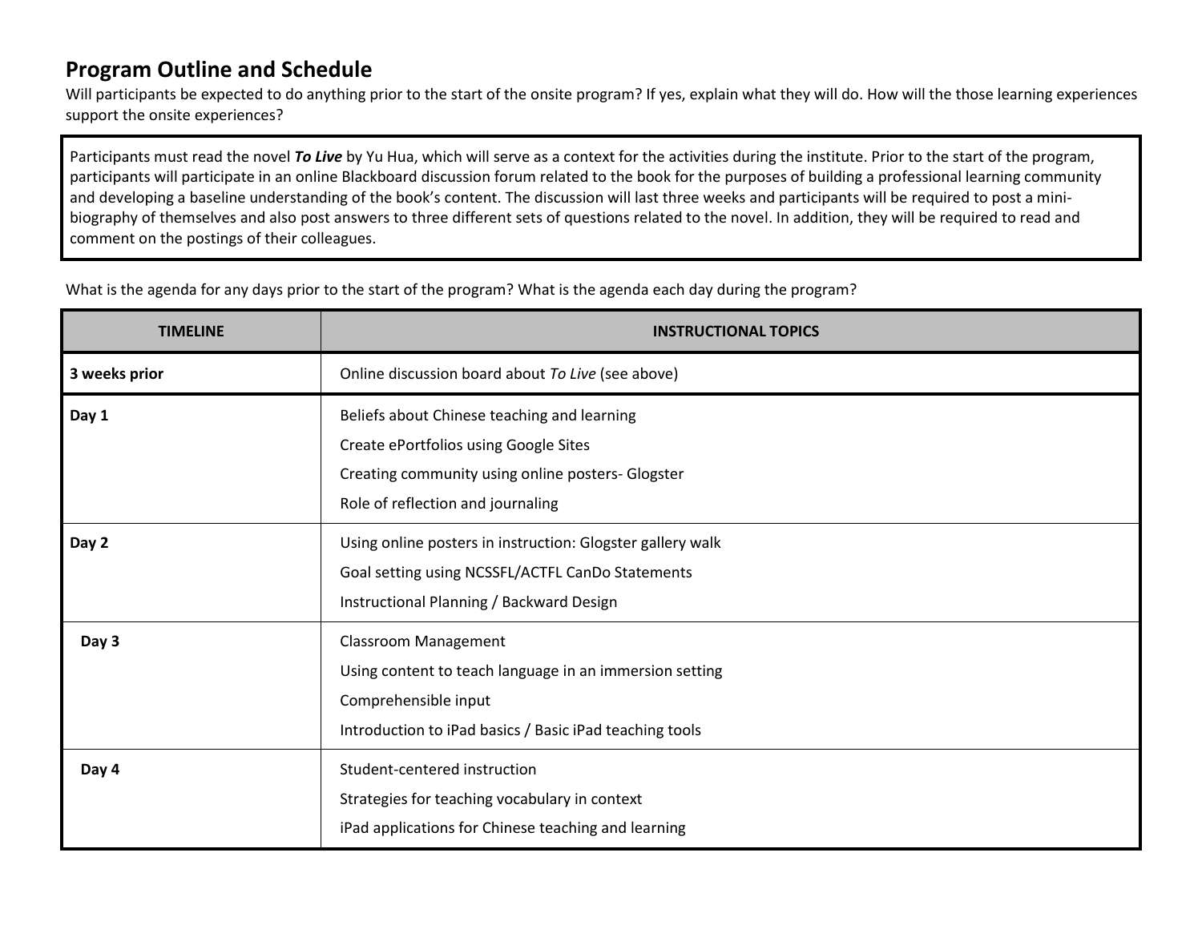## Program Outline and Schedule

Will participants be expected to do anything prior to the start of the onsite program? If yes, explain what they will do. How will the those learning experiences support the onsite experiences?

Participants must read the novel ***To Live*** by Yu Hua, which will serve as a context for the activities during the institute. Prior to the start of the program, participants will participate in an online Blackboard discussion forum related to the book for the purposes of building a professional learning community and developing a baseline understanding of the book's content. The discussion will last three weeks and participants will be required to post a mini-biography of themselves and also post answers to three different sets of questions related to the novel. In addition, they will be required to read and comment on the postings of their colleagues.

What is the agenda for any days prior to the start of the program? What is the agenda each day during the program?

| TIMELINE | INSTRUCTIONAL TOPICS |
|---|---|
| **3 weeks prior** | Online discussion board about *To Live* (see above) |
| **Day 1** | Beliefs about Chinese teaching and learning<br>Create ePortfolios using Google Sites<br>Creating community using online posters- Glogster<br>Role of reflection and journaling |
| **Day 2** | Using online posters in instruction: Glogster gallery walk<br>Goal setting using NCSSFL/ACTFL CanDo Statements<br>Instructional Planning / Backward Design |
| **Day 3** | Classroom Management<br>Using content to teach language in an immersion setting<br>Comprehensible input<br>Introduction to iPad basics / Basic iPad teaching tools |
| **Day 4** | Student-centered instruction<br>Strategies for teaching vocabulary in context<br>iPad applications for Chinese teaching and learning |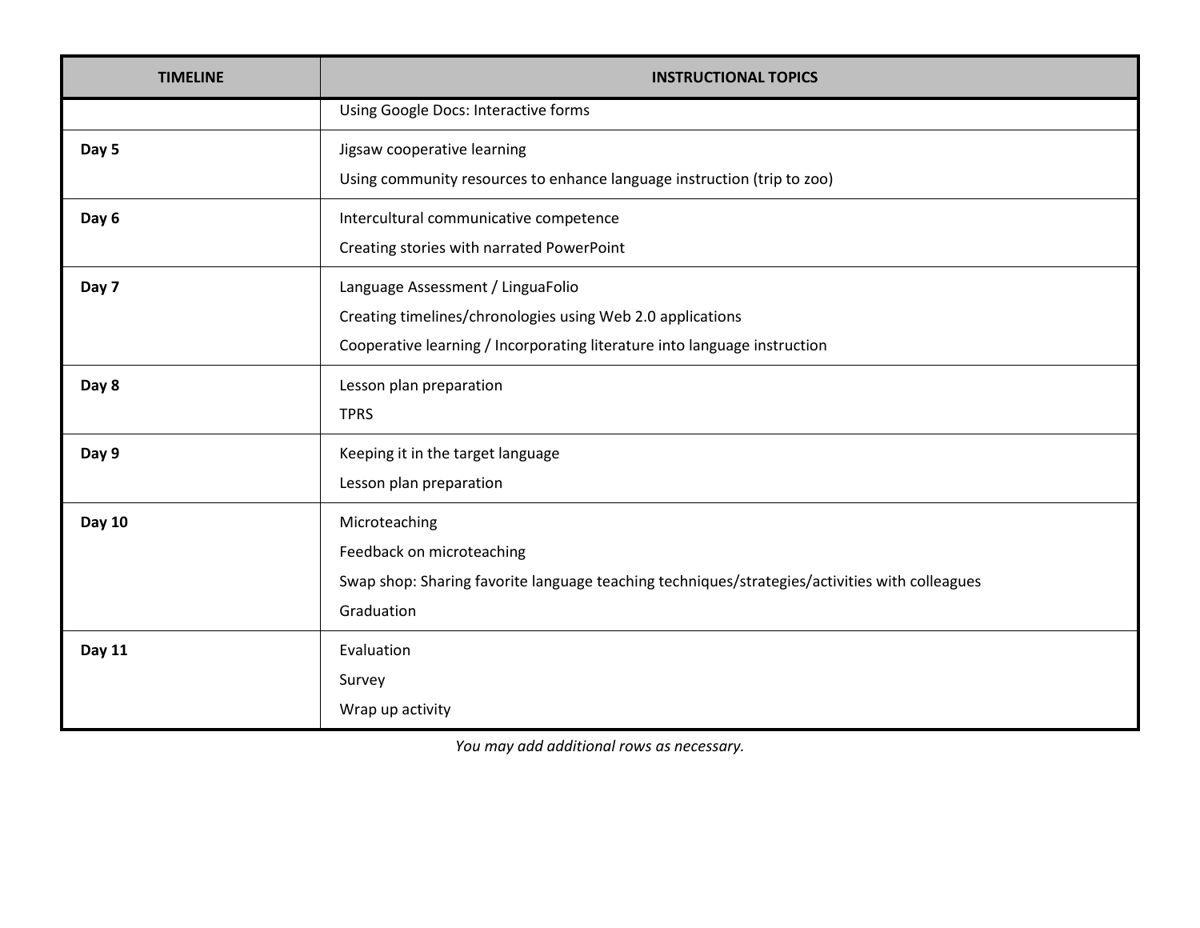| TIMELINE | INSTRUCTIONAL TOPICS |
|---|---|
| | Using Google Docs: Interactive forms |
| **Day 5** | Jigsaw cooperative learning<br>Using community resources to enhance language instruction (trip to zoo) |
| **Day 6** | Intercultural communicative competence<br>Creating stories with narrated PowerPoint |
| **Day 7** | Language Assessment / LinguaFolio<br>Creating timelines/chronologies using Web 2.0 applications<br>Cooperative learning / Incorporating literature into language instruction |
| **Day 8** | Lesson plan preparation<br>TPRS |
| **Day 9** | Keeping it in the target language<br>Lesson plan preparation |
| **Day 10** | Microteaching<br>Feedback on microteaching<br>Swap shop: Sharing favorite language teaching techniques/strategies/activities with colleagues<br>Graduation |
| **Day 11** | Evaluation<br>Survey<br>Wrap up activity |

*You may add additional rows as necessary.*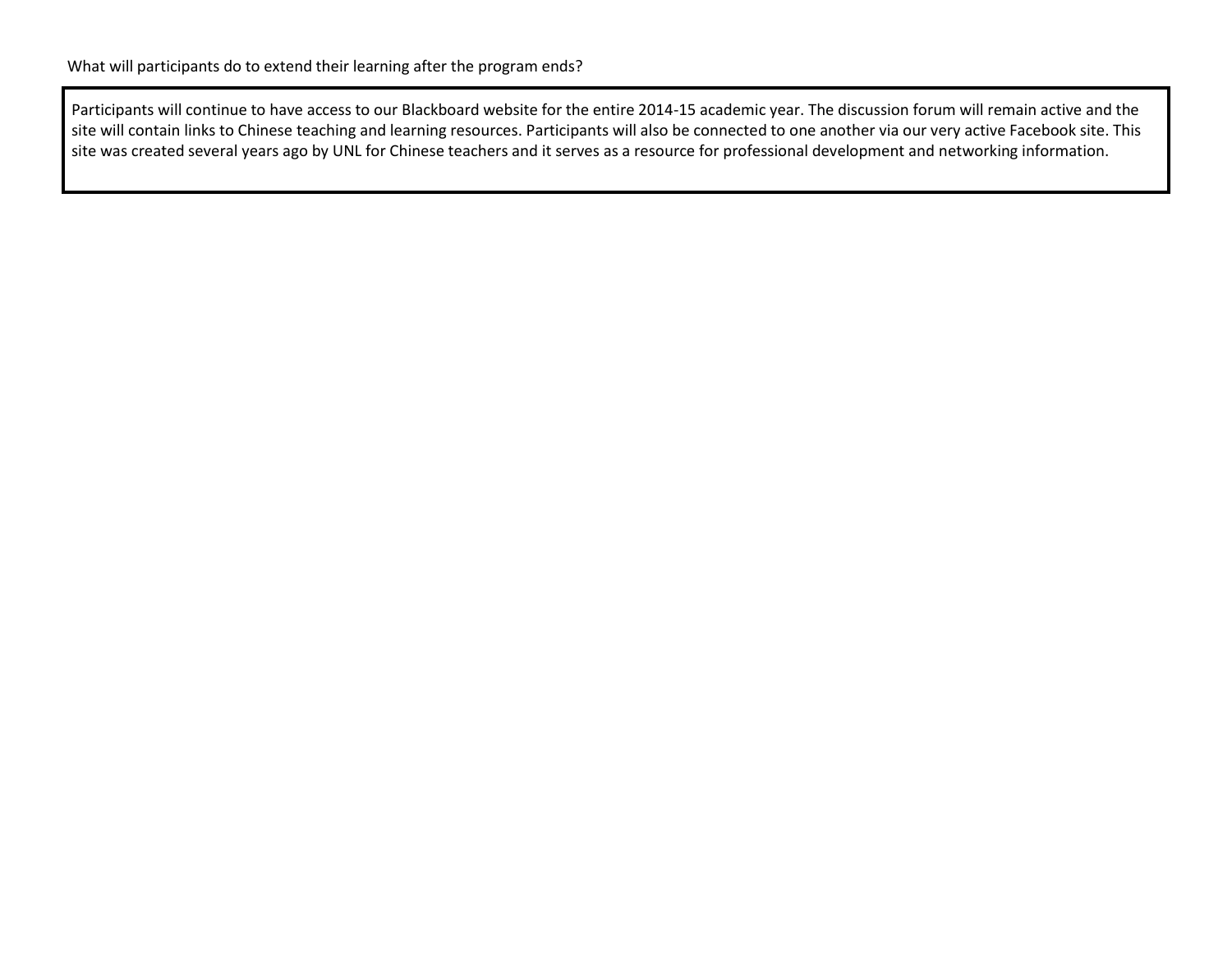What will participants do to extend their learning after the program ends?

Participants will continue to have access to our Blackboard website for the entire 2014-15 academic year. The discussion forum will remain active and the site will contain links to Chinese teaching and learning resources. Participants will also be connected to one another via our very active Facebook site. This site was created several years ago by UNL for Chinese teachers and it serves as a resource for professional development and networking information.